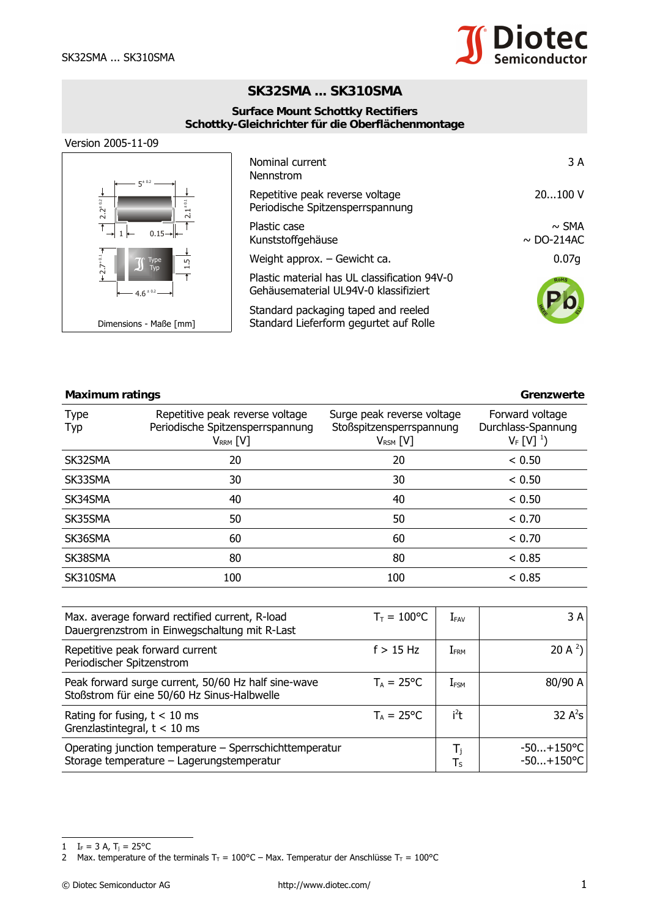# SK32SMA ... SK310SMA

## Surface Mount Schottky Rectifiers
## Schottky-Gleichrichter für die Oberflächenmontage

Version 2005-11-09

Dimensions - Maße [mm]

| | |
|---|---|
| Nominal current<br>Nennstrom | 3 A |
| Repetitive peak reverse voltage<br>Periodische Spitzensperrspannung | 20...100 V |
| Plastic case<br>Kunststoffgehäuse | ~ SMA<br>~ DO-214AC |
| Weight approx. – Gewicht ca. | 0.07g |
| Plastic material has UL classification 94V-0<br>Gehäusematerial UL94V-0 klassifiziert | |
| Standard packaging taped and reeled<br>Standard Lieferform gegurtet auf Rolle | |

## Maximum ratings — Grenzwerte

| Type<br>Typ | Repetitive peak reverse voltage<br>Periodische Spitzensperrspannung<br>$V_{RRM}$ [V] | Surge peak reverse voltage<br>Stoßspitzensperrspannung<br>$V_{RSM}$ [V] | Forward voltage<br>Durchlass-Spannung<br>$V_F$ [V] [1]) |
|---|---|---|---|
| SK32SMA | 20 | 20 | < 0.50 |
| SK33SMA | 30 | 30 | < 0.50 |
| SK34SMA | 40 | 40 | < 0.50 |
| SK35SMA | 50 | 50 | < 0.70 |
| SK36SMA | 60 | 60 | < 0.70 |
| SK38SMA | 80 | 80 | < 0.85 |
| SK310SMA | 100 | 100 | < 0.85 |

| | | | |
|---|---|---|---|
| Max. average forward rectified current, R-load<br>Dauergrenzstrom in Einwegschaltung mit R-Last | $T_T$ = 100°C | $I_{FAV}$ | 3 A |
| Repetitive peak forward current<br>Periodischer Spitzenstrom | f > 15 Hz | $I_{FRM}$ | 20 A [2]) |
| Peak forward surge current, 50/60 Hz half sine-wave<br>Stoßstrom für eine 50/60 Hz Sinus-Halbwelle | $T_A$ = 25°C | $I_{FSM}$ | 80/90 A |
| Rating for fusing, t < 10 ms<br>Grenzlastintegral, t < 10 ms | $T_A$ = 25°C | $i^2t$ | 32 $A^2s$ |
| Operating junction temperature – Sperrschichttemperatur<br>Storage temperature – Lagerungstemperatur | | $T_j$<br>$T_S$ | -50...+150°C<br>-50...+150°C |

1 $I_F$ = 3 A, $T_j$ = 25°C
2 Max. temperature of the terminals $T_T$ = 100°C – Max. Temperatur der Anschlüsse $T_T$ = 100°C

© Diotec Semiconductor AG http://www.diotec.com/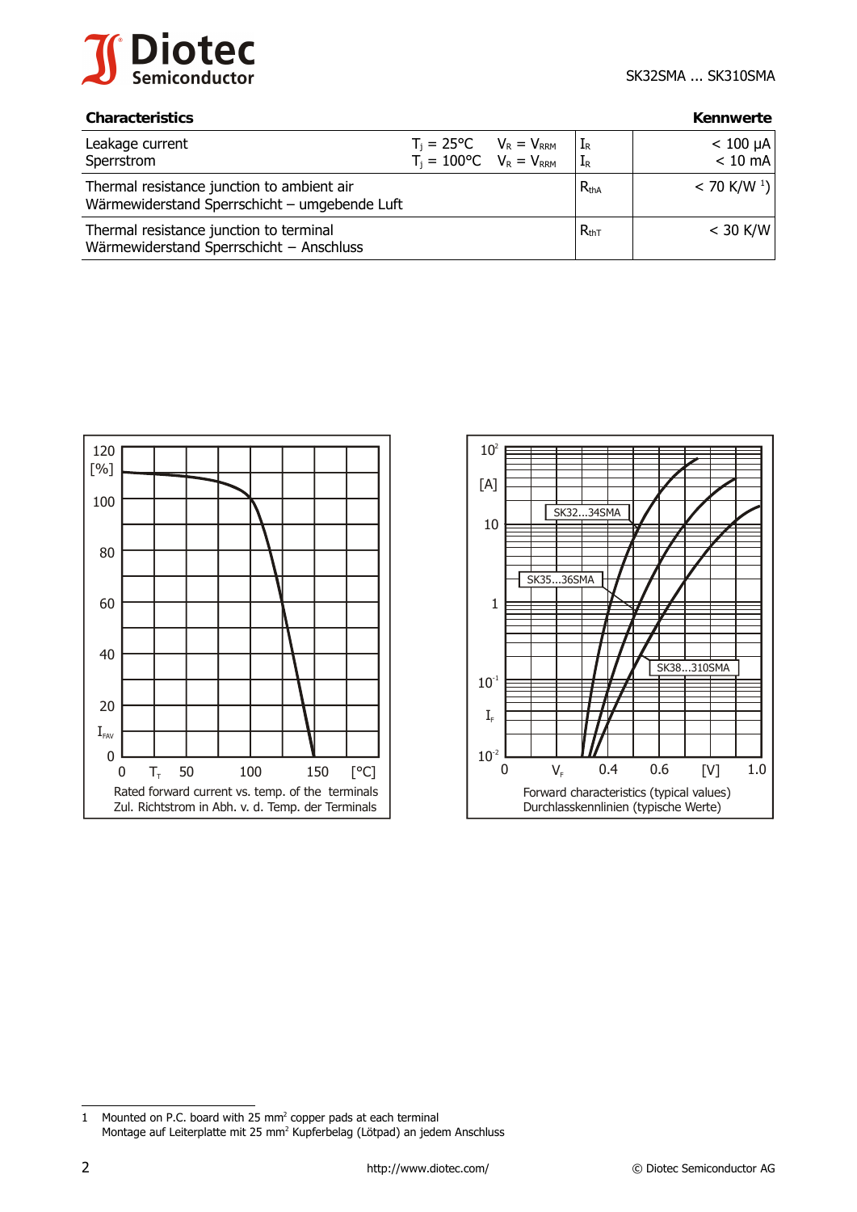| Characteristics | | | Kennwerte |
|---|---|---|---|
| Leakage current<br>Sperrstrom | $T_j$ = 25°C $V_R = V_{RRM}$<br>$T_j$ = 100°C $V_R = V_{RRM}$ | $I_R$<br>$I_R$ | < 100 µA<br>< 10 mA |
| Thermal resistance junction to ambient air<br>Wärmewiderstand Sperrschicht – umgebende Luft | | $R_{thA}$ | < 70 K/W [1]) |
| Thermal resistance junction to terminal<br>Wärmewiderstand Sperrschicht – Anschluss | | $R_{thT}$ | < 30 K/W |

120
[%]
100
80
60
40
20
$I_{FAV}$
0
0 $T_T$ 50 100 150 [°C]

Rated forward current vs. temp. of the terminals
Zul. Richtstrom in Abh. v. d. Temp. der Terminals

$10^2$
[A]
10
1
$10^{-1}$
$I_F$
$10^{-2}$
0 $V_F$ 0.4 0.6 [V] 1.0

SK32...34SMA
SK35...36SMA
SK38...310SMA

Forward characteristics (typical values)
Durchlasskennlinien (typische Werte)

---

1 Mounted on P.C. board with 25 mm² copper pads at each terminal
Montage auf Leiterplatte mit 25 mm² Kupferbelag (Lötpad) an jedem Anschluss